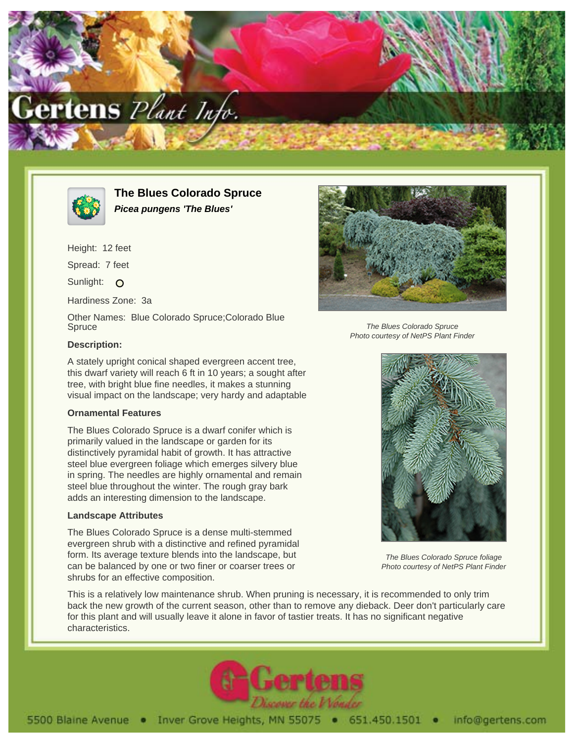# The Blues Colorado Spruce

***Picea pungens 'The Blues'***

Height: 12 feet

Spread: 7 feet

Sunlight: O

Hardiness Zone: 3a

Other Names: Blue Colorado Spruce;Colorado Blue Spruce

### Description:

A stately upright conical shaped evergreen accent tree, this dwarf variety will reach 6 ft in 10 years; a sought after tree, with bright blue fine needles, it makes a stunning visual impact on the landscape; very hardy and adaptable

### Ornamental Features

The Blues Colorado Spruce is a dwarf conifer which is primarily valued in the landscape or garden for its distinctively pyramidal habit of growth. It has attractive steel blue evergreen foliage which emerges silvery blue in spring. The needles are highly ornamental and remain steel blue throughout the winter. The rough gray bark adds an interesting dimension to the landscape.

### Landscape Attributes

The Blues Colorado Spruce is a dense multi-stemmed evergreen shrub with a distinctive and refined pyramidal form. Its average texture blends into the landscape, but can be balanced by one or two finer or coarser trees or shrubs for an effective composition.

This is a relatively low maintenance shrub. When pruning is necessary, it is recommended to only trim back the new growth of the current season, other than to remove any dieback. Deer don't particularly care for this plant and will usually leave it alone in favor of tastier treats. It has no significant negative characteristics.

*The Blues Colorado Spruce*
*Photo courtesy of NetPS Plant Finder*

*The Blues Colorado Spruce foliage*
*Photo courtesy of NetPS Plant Finder*

5500 Blaine Avenue • Inver Grove Heights, MN 55075 • 651.450.1501 • info@gertens.com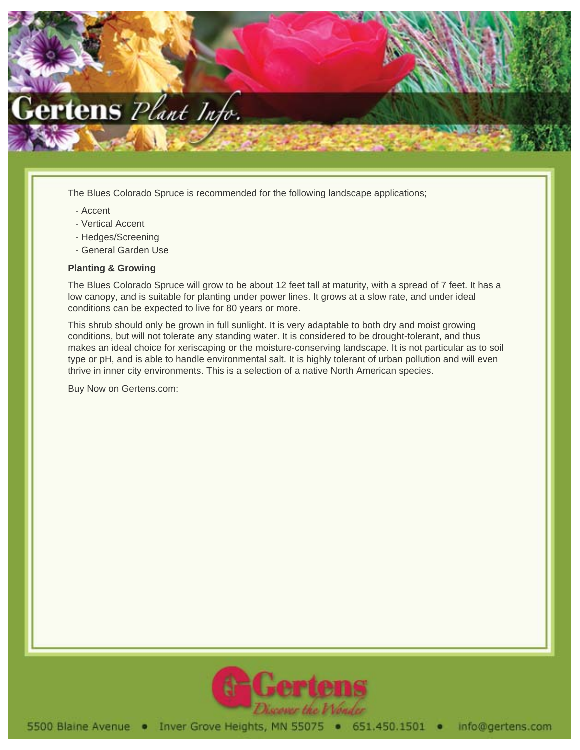The Blues Colorado Spruce is recommended for the following landscape applications;

- Accent
- Vertical Accent
- Hedges/Screening
- General Garden Use

**Planting & Growing**

The Blues Colorado Spruce will grow to be about 12 feet tall at maturity, with a spread of 7 feet. It has a low canopy, and is suitable for planting under power lines. It grows at a slow rate, and under ideal conditions can be expected to live for 80 years or more.

This shrub should only be grown in full sunlight. It is very adaptable to both dry and moist growing conditions, but will not tolerate any standing water. It is considered to be drought-tolerant, and thus makes an ideal choice for xeriscaping or the moisture-conserving landscape. It is not particular as to soil type or pH, and is able to handle environmental salt. It is highly tolerant of urban pollution and will even thrive in inner city environments. This is a selection of a native North American species.

Buy Now on Gertens.com: